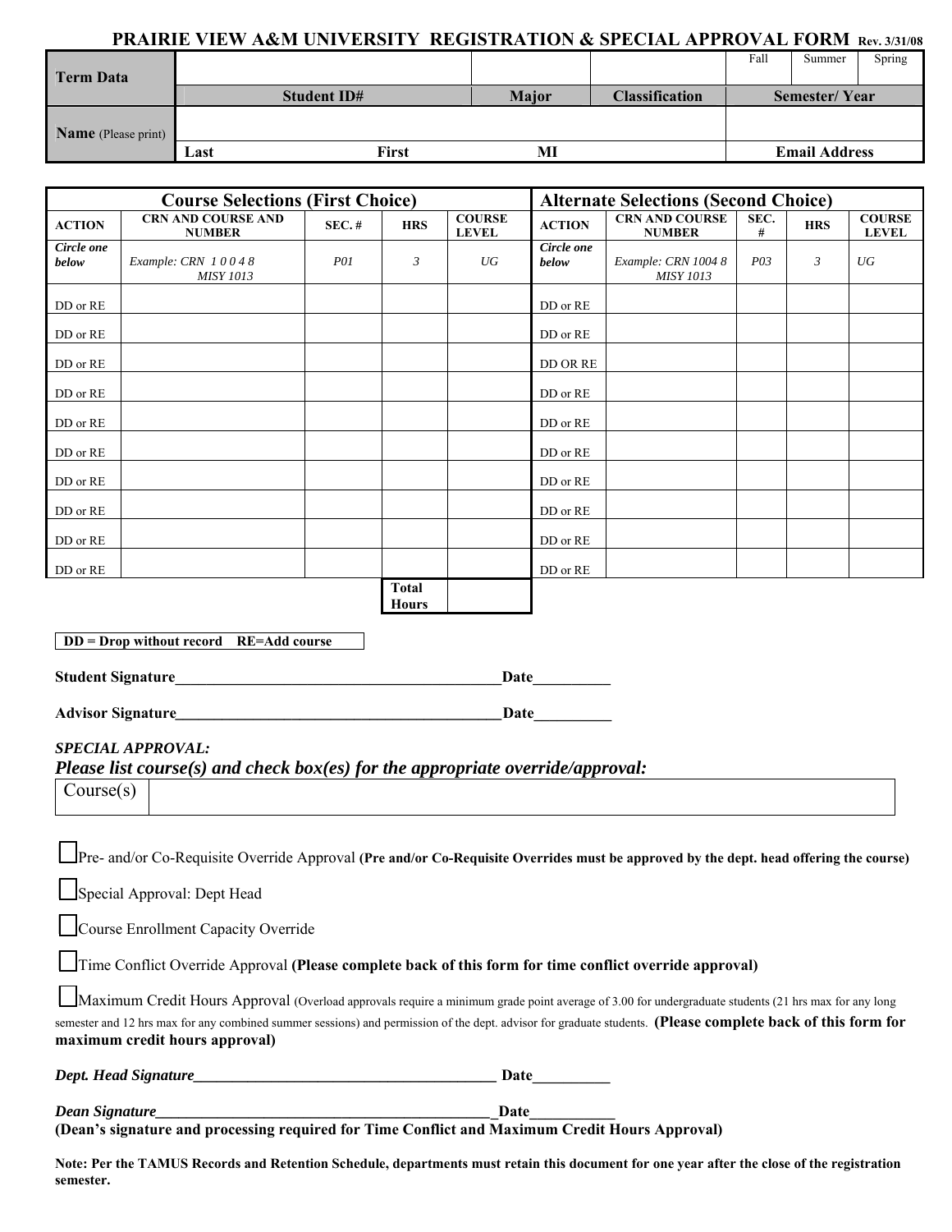# PRAIRIE VIEW A&M UNIVERSITY REGISTRATION & SPECIAL APPROVAL FORM Rev. 3/31/08

| Term Data | | | | Fall | Summer | Spring |
|---|---|---|---|---|---|---|
| | Student ID# | Major | Classification | Semester/ Year | | |
| Name (Please print) | | | | | | |
| | Last First MI | | | Email Address | | |

| Course Selections (First Choice) | | | | | Alternate Selections (Second Choice) | | | | |
|---|---|---|---|---|---|---|---|---|---|
| ACTION | CRN AND COURSE AND NUMBER | SEC. # | HRS | COURSE LEVEL | ACTION | CRN AND COURSE NUMBER | SEC. # | HRS | COURSE LEVEL |
| *Circle one below* | *Example: CRN 1 0 0 4 8 MISY 1013* | *P01* | *3* | *UG* | *Circle one below* | *Example: CRN 1004 8 MISY 1013* | *P03* | *3* | *UG* |
| DD or RE | | | | | DD or RE | | | | |
| DD or RE | | | | | DD or RE | | | | |
| DD or RE | | | | | DD OR RE | | | | |
| DD or RE | | | | | DD or RE | | | | |
| DD or RE | | | | | DD or RE | | | | |
| DD or RE | | | | | DD or RE | | | | |
| DD or RE | | | | | DD or RE | | | | |
| DD or RE | | | | | DD or RE | | | | |
| DD or RE | | | | | DD or RE | | | | |
| DD or RE | | | | | DD or RE | | | | |
| | | | Total Hours | | | | | | |

**DD = Drop without record RE=Add course**

**Student Signature**___________________________________________**Date**__________

**Advisor Signature**___________________________________________**Date**__________

***SPECIAL APPROVAL:***

***Please list course(s) and check box(es) for the appropriate override/approval:***

| Course(s) | |
|---|---|

☐ Pre- and/or Co-Requisite Override Approval **(Pre and/or Co-Requisite Overrides must be approved by the dept. head offering the course)**

☐ Special Approval: Dept Head

☐ Course Enrollment Capacity Override

☐ Time Conflict Override Approval **(Please complete back of this form for time conflict override approval)**

☐ Maximum Credit Hours Approval (Overload approvals require a minimum grade point average of 3.00 for undergraduate students (21 hrs max for any long semester and 12 hrs max for any combined summer sessions) and permission of the dept. advisor for graduate students. **(Please complete back of this form for maximum credit hours approval)**

***Dept. Head Signature***________________________________________ **Date**__________

***Dean Signature***____________________________________________**Date**___________

**(Dean's signature and processing required for Time Conflict and Maximum Credit Hours Approval)**

**Note: Per the TAMUS Records and Retention Schedule, departments must retain this document for one year after the close of the registration semester.**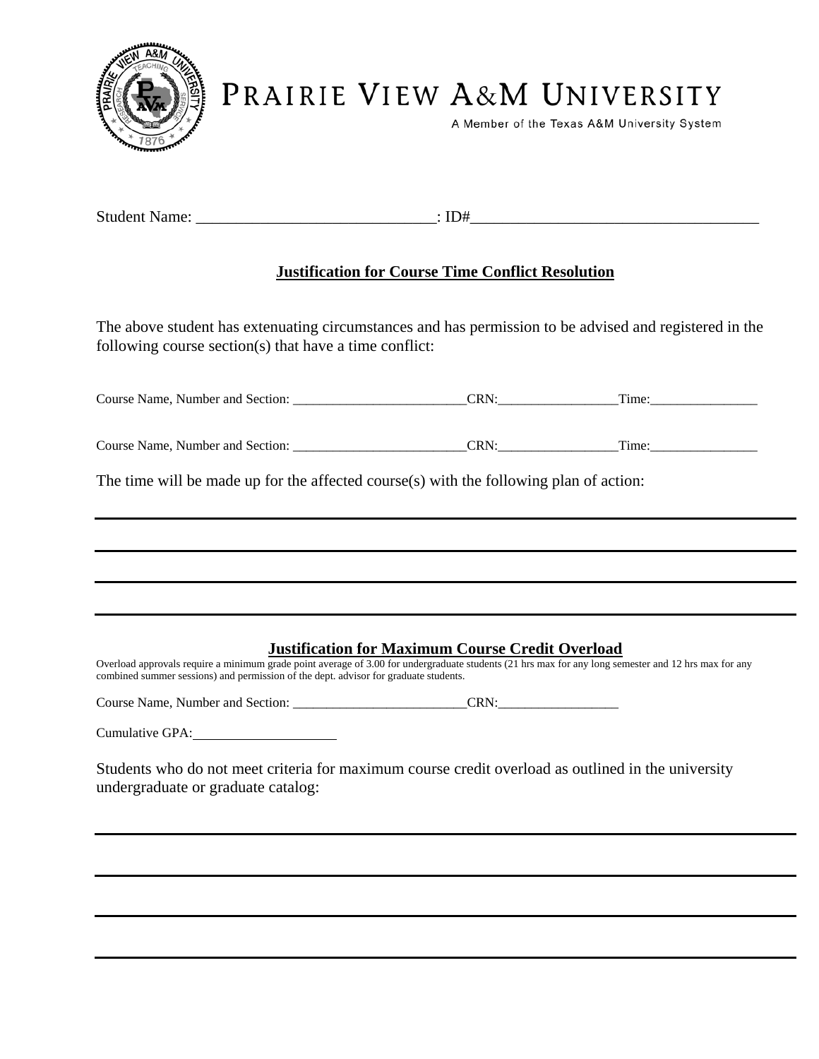PRAIRIE VIEW A&M UNIVERSITY

A Member of the Texas A&M University System

Student Name: ______________________________: ID#____________________________________

## Justification for Course Time Conflict Resolution

The above student has extenuating circumstances and has permission to be advised and registered in the following course section(s) that have a time conflict:

Course Name, Number and Section: __________________________CRN:__________________Time:________________

Course Name, Number and Section: __________________________CRN:__________________Time:________________

The time will be made up for the affected course(s) with the following plan of action:

______________________________________________________________________________

______________________________________________________________________________

______________________________________________________________________________

______________________________________________________________________________

## Justification for Maximum Course Credit Overload

Overload approvals require a minimum grade point average of 3.00 for undergraduate students (21 hrs max for any long semester and 12 hrs max for any combined summer sessions) and permission of the dept. advisor for graduate students.

Course Name, Number and Section: __________________________CRN:__________________

Cumulative GPA:_____________________

Students who do not meet criteria for maximum course credit overload as outlined in the university undergraduate or graduate catalog:

______________________________________________________________________________

______________________________________________________________________________

______________________________________________________________________________

______________________________________________________________________________